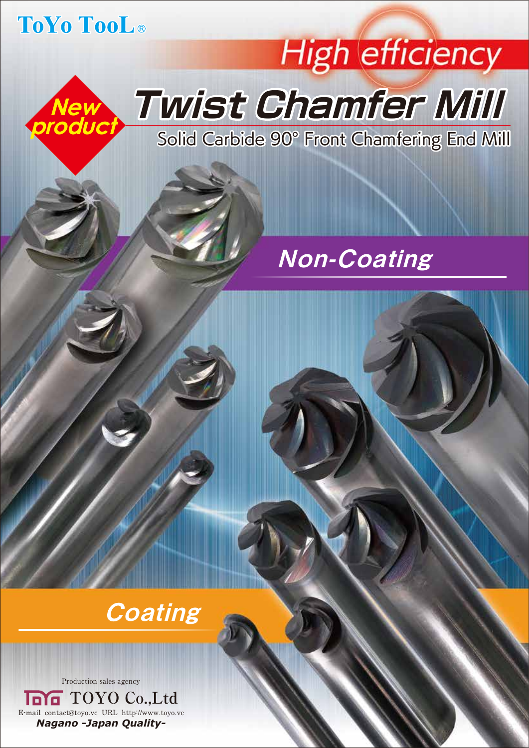**ToYo TooL®**

# High efficiency

**New product**

# Twist Chamfer Mill

## Solid Carbide 90° Front Chamfering End Mill

## Non-Coating

## Coating

Production sales agency

TOYO Co.,Ltd

E-mail contact@toyo.vc URL http://www.toyo.vc

***Nagano -Japan Quality-***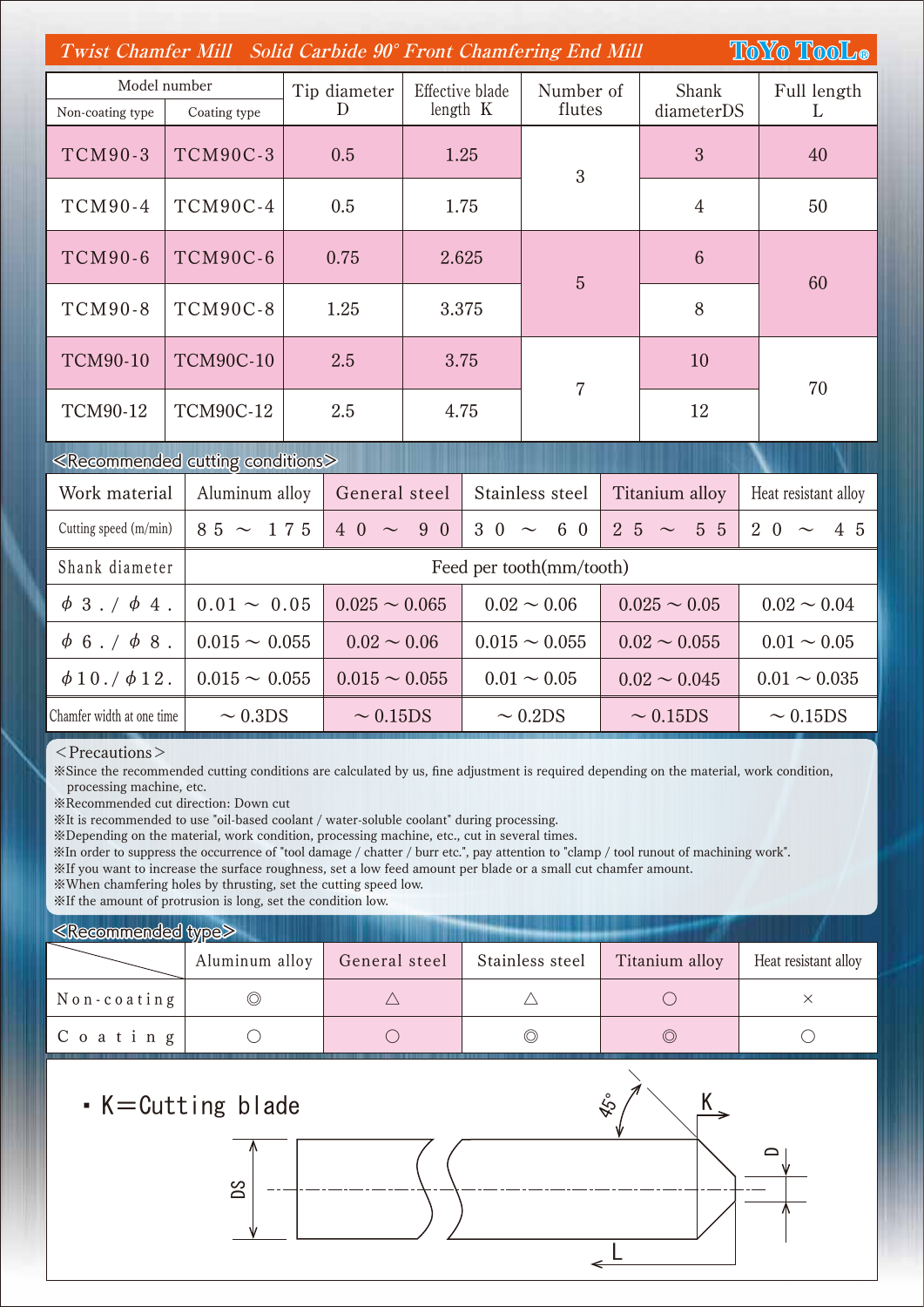# Twist Chamfer Mill Solid Carbide 90° Front Chamfering End Mill

ToYo TooL®

| Model number | | Tip diameter D | Effective blade length K | Number of flutes | Shank diameterDS | Full length L |
|---|---|---|---|---|---|---|
| Non-coating type | Coating type | | | | | |
| TCM90-3 | TCM90C-3 | 0.5 | 1.25 | 3 | 3 | 40 |
| TCM90-4 | TCM90C-4 | 0.5 | 1.75 | 3 | 4 | 50 |
| TCM90-6 | TCM90C-6 | 0.75 | 2.625 | 5 | 6 | 60 |
| TCM90-8 | TCM90C-8 | 1.25 | 3.375 | 5 | 8 | 60 |
| TCM90-10 | TCM90C-10 | 2.5 | 3.75 | 7 | 10 | 70 |
| TCM90-12 | TCM90C-12 | 2.5 | 4.75 | 7 | 12 | 70 |

## <Recommended cutting conditions>

| Work material | Aluminum alloy | General steel | Stainless steel | Titanium alloy | Heat resistant alloy |
|---|---|---|---|---|---|
| Cutting speed (m/min) | 85 ～ 175 | 40 ～ 90 | 30 ～ 60 | 25 ～ 55 | 20 ～ 45 |
| Shank diameter | Feed per tooth(mm/tooth) | | | | |
| φ3./φ4. | 0.01 ～ 0.05 | 0.025 ～ 0.065 | 0.02 ～ 0.06 | 0.025 ～ 0.05 | 0.02 ～ 0.04 |
| φ6./φ8. | 0.015 ～ 0.055 | 0.02 ～ 0.06 | 0.015 ～ 0.055 | 0.02 ～ 0.055 | 0.01 ～ 0.05 |
| φ10./φ12. | 0.015 ～ 0.055 | 0.015 ～ 0.055 | 0.01 ～ 0.05 | 0.02 ～ 0.045 | 0.01 ～ 0.035 |
| Chamfer width at one time | ～ 0.3DS | ～ 0.15DS | ～ 0.2DS | ～ 0.15DS | ～ 0.15DS |

## <Precautions>

※Since the recommended cutting conditions are calculated by us, fine adjustment is required depending on the material, work condition, processing machine, etc.
※Recommended cut direction: Down cut
※It is recommended to use "oil-based coolant / water-soluble coolant" during processing.
※Depending on the material, work condition, processing machine, etc., cut in several times.
※In order to suppress the occurrence of "tool damage / chatter / burr etc.", pay attention to "clamp / tool runout of machining work".
※If you want to increase the surface roughness, set a low feed amount per blade or a small cut chamfer amount.
※When chamfering holes by thrusting, set the cutting speed low.
※If the amount of protrusion is long, set the condition low.

## <Recommended type>

| | Aluminum alloy | General steel | Stainless steel | Titanium alloy | Heat resistant alloy |
|---|---|---|---|---|---|
| Non-coating | ◎ | △ | △ | ○ | × |
| Coating | ○ | ○ | ◎ | ◎ | ○ |

・K＝Cutting blade

45°
K
D
DS
L